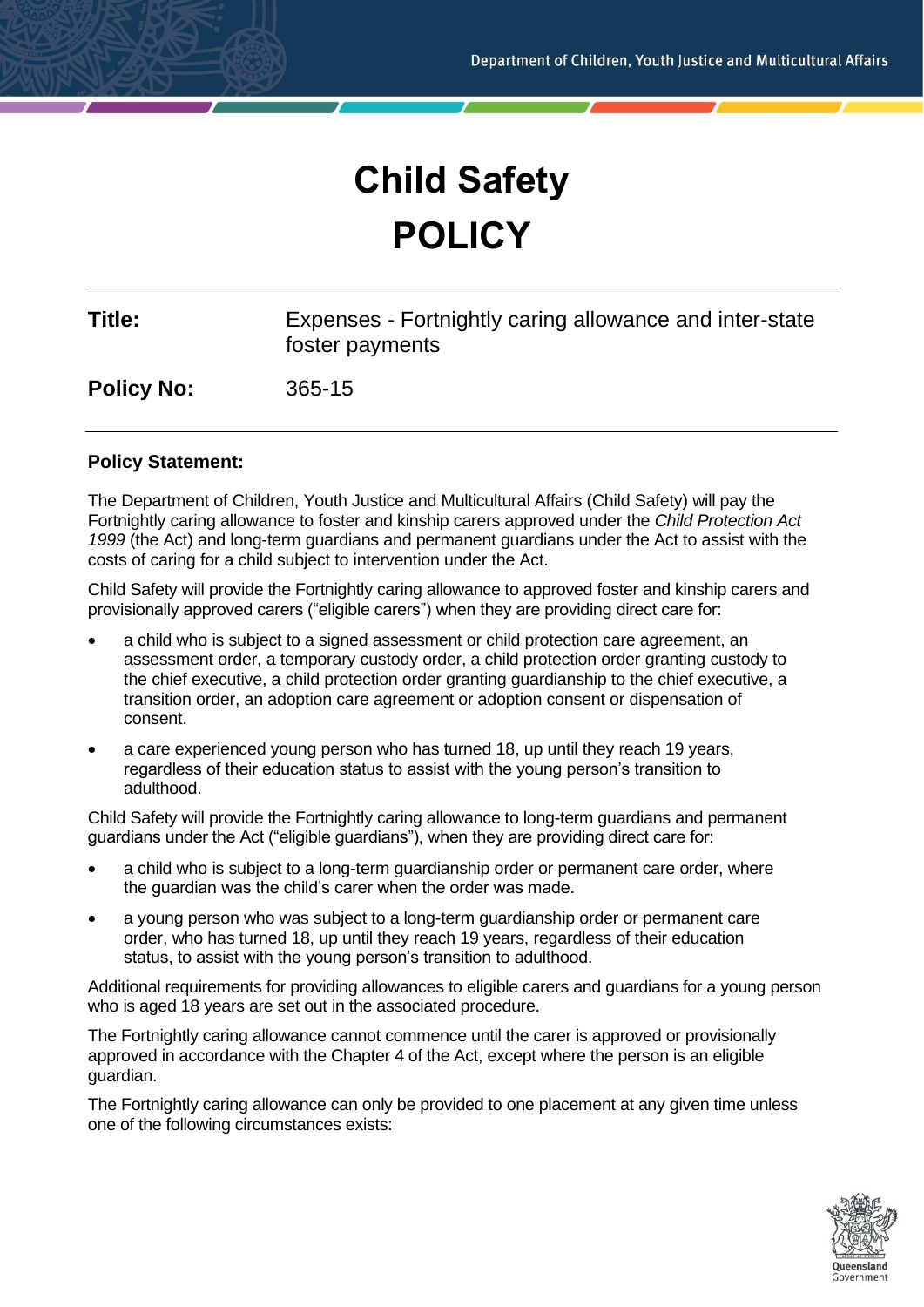# Child Safety POLICY

| | |
|---|---|
| **Title:** | Expenses - Fortnightly caring allowance and inter-state foster payments |
| **Policy No:** | 365-15 |

**Policy Statement:**

The Department of Children, Youth Justice and Multicultural Affairs (Child Safety) will pay the Fortnightly caring allowance to foster and kinship carers approved under the *Child Protection Act 1999* (the Act) and long-term guardians and permanent guardians under the Act to assist with the costs of caring for a child subject to intervention under the Act.

Child Safety will provide the Fortnightly caring allowance to approved foster and kinship carers and provisionally approved carers ("eligible carers") when they are providing direct care for:

- a child who is subject to a signed assessment or child protection care agreement, an assessment order, a temporary custody order, a child protection order granting custody to the chief executive, a child protection order granting guardianship to the chief executive, a transition order, an adoption care agreement or adoption consent or dispensation of consent.
- a care experienced young person who has turned 18, up until they reach 19 years, regardless of their education status to assist with the young person's transition to adulthood.

Child Safety will provide the Fortnightly caring allowance to long-term guardians and permanent guardians under the Act ("eligible guardians"), when they are providing direct care for:

- a child who is subject to a long-term guardianship order or permanent care order, where the guardian was the child's carer when the order was made.
- a young person who was subject to a long-term guardianship order or permanent care order, who has turned 18, up until they reach 19 years, regardless of their education status, to assist with the young person's transition to adulthood.

Additional requirements for providing allowances to eligible carers and guardians for a young person who is aged 18 years are set out in the associated procedure.

The Fortnightly caring allowance cannot commence until the carer is approved or provisionally approved in accordance with the Chapter 4 of the Act, except where the person is an eligible guardian.

The Fortnightly caring allowance can only be provided to one placement at any given time unless one of the following circumstances exists: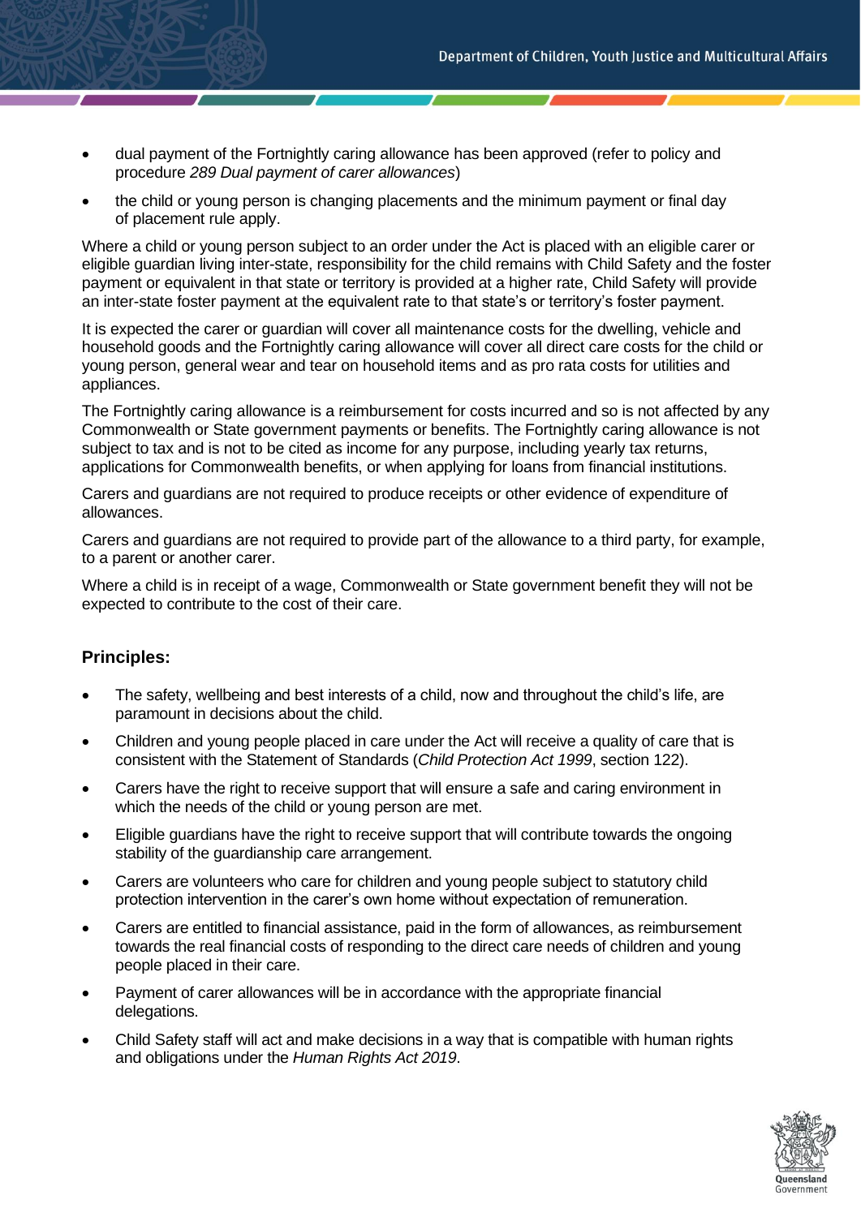- dual payment of the Fortnightly caring allowance has been approved (refer to policy and procedure *289 Dual payment of carer allowances*)
- the child or young person is changing placements and the minimum payment or final day of placement rule apply.

Where a child or young person subject to an order under the Act is placed with an eligible carer or eligible guardian living inter-state, responsibility for the child remains with Child Safety and the foster payment or equivalent in that state or territory is provided at a higher rate, Child Safety will provide an inter-state foster payment at the equivalent rate to that state's or territory's foster payment.

It is expected the carer or guardian will cover all maintenance costs for the dwelling, vehicle and household goods and the Fortnightly caring allowance will cover all direct care costs for the child or young person, general wear and tear on household items and as pro rata costs for utilities and appliances.

The Fortnightly caring allowance is a reimbursement for costs incurred and so is not affected by any Commonwealth or State government payments or benefits. The Fortnightly caring allowance is not subject to tax and is not to be cited as income for any purpose, including yearly tax returns, applications for Commonwealth benefits, or when applying for loans from financial institutions.

Carers and guardians are not required to produce receipts or other evidence of expenditure of allowances.

Carers and guardians are not required to provide part of the allowance to a third party, for example, to a parent or another carer.

Where a child is in receipt of a wage, Commonwealth or State government benefit they will not be expected to contribute to the cost of their care.

### Principles:

- The safety, wellbeing and best interests of a child, now and throughout the child's life, are paramount in decisions about the child.
- Children and young people placed in care under the Act will receive a quality of care that is consistent with the Statement of Standards (*Child Protection Act 1999*, section 122).
- Carers have the right to receive support that will ensure a safe and caring environment in which the needs of the child or young person are met.
- Eligible guardians have the right to receive support that will contribute towards the ongoing stability of the guardianship care arrangement.
- Carers are volunteers who care for children and young people subject to statutory child protection intervention in the carer's own home without expectation of remuneration.
- Carers are entitled to financial assistance, paid in the form of allowances, as reimbursement towards the real financial costs of responding to the direct care needs of children and young people placed in their care.
- Payment of carer allowances will be in accordance with the appropriate financial delegations.
- Child Safety staff will act and make decisions in a way that is compatible with human rights and obligations under the *Human Rights Act 2019*.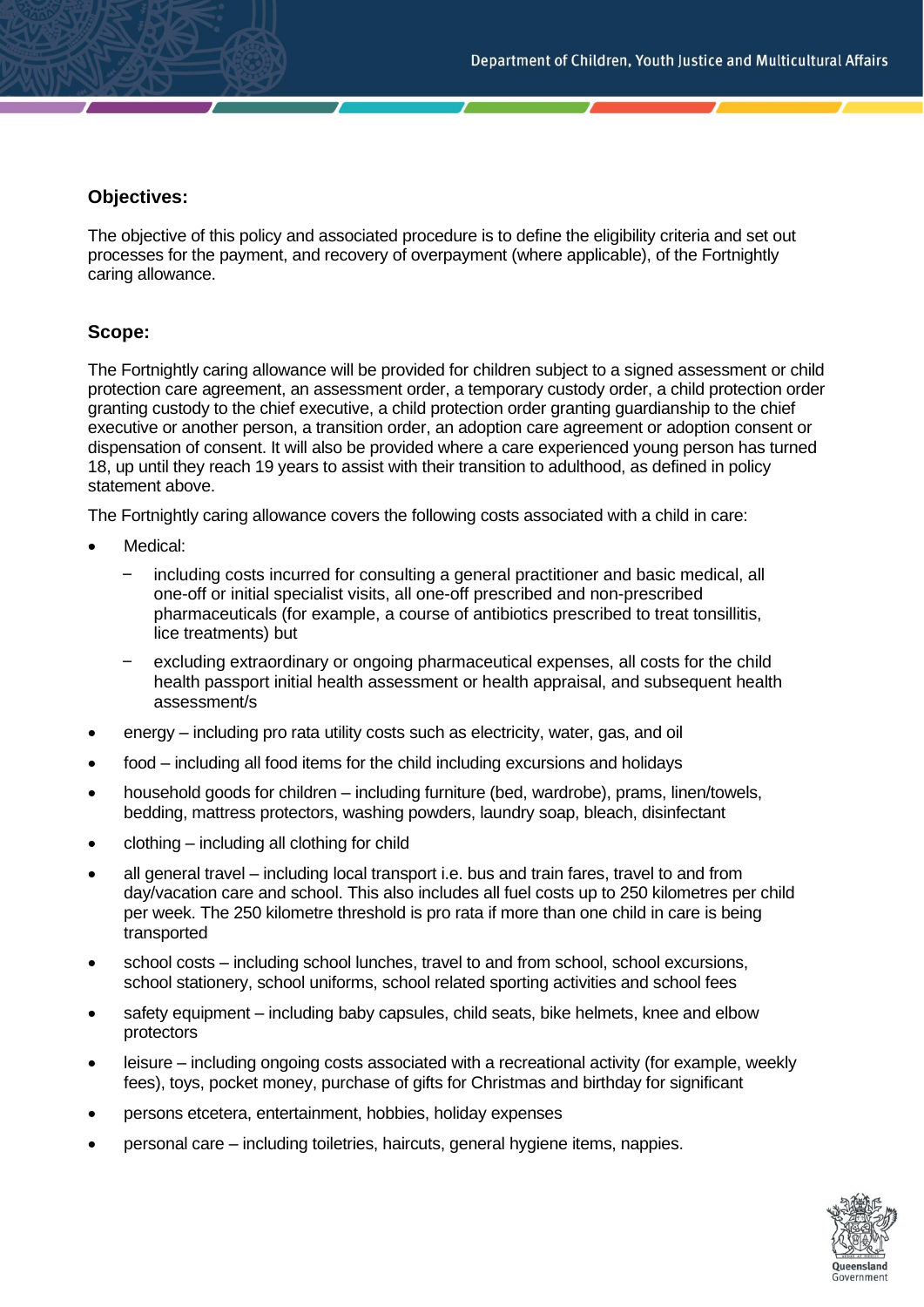**Objectives:**

The objective of this policy and associated procedure is to define the eligibility criteria and set out processes for the payment, and recovery of overpayment (where applicable), of the Fortnightly caring allowance.

**Scope:**

The Fortnightly caring allowance will be provided for children subject to a signed assessment or child protection care agreement, an assessment order, a temporary custody order, a child protection order granting custody to the chief executive, a child protection order granting guardianship to the chief executive or another person, a transition order, an adoption care agreement or adoption consent or dispensation of consent. It will also be provided where a care experienced young person has turned 18, up until they reach 19 years to assist with their transition to adulthood, as defined in policy statement above.

The Fortnightly caring allowance covers the following costs associated with a child in care:

- Medical:
  - including costs incurred for consulting a general practitioner and basic medical, all one-off or initial specialist visits, all one-off prescribed and non-prescribed pharmaceuticals (for example, a course of antibiotics prescribed to treat tonsillitis, lice treatments) but
  - excluding extraordinary or ongoing pharmaceutical expenses, all costs for the child health passport initial health assessment or health appraisal, and subsequent health assessment/s
- energy – including pro rata utility costs such as electricity, water, gas, and oil
- food – including all food items for the child including excursions and holidays
- household goods for children – including furniture (bed, wardrobe), prams, linen/towels, bedding, mattress protectors, washing powders, laundry soap, bleach, disinfectant
- clothing – including all clothing for child
- all general travel – including local transport i.e. bus and train fares, travel to and from day/vacation care and school. This also includes all fuel costs up to 250 kilometres per child per week. The 250 kilometre threshold is pro rata if more than one child in care is being transported
- school costs – including school lunches, travel to and from school, school excursions, school stationery, school uniforms, school related sporting activities and school fees
- safety equipment – including baby capsules, child seats, bike helmets, knee and elbow protectors
- leisure – including ongoing costs associated with a recreational activity (for example, weekly fees), toys, pocket money, purchase of gifts for Christmas and birthday for significant
- persons etcetera, entertainment, hobbies, holiday expenses
- personal care – including toiletries, haircuts, general hygiene items, nappies.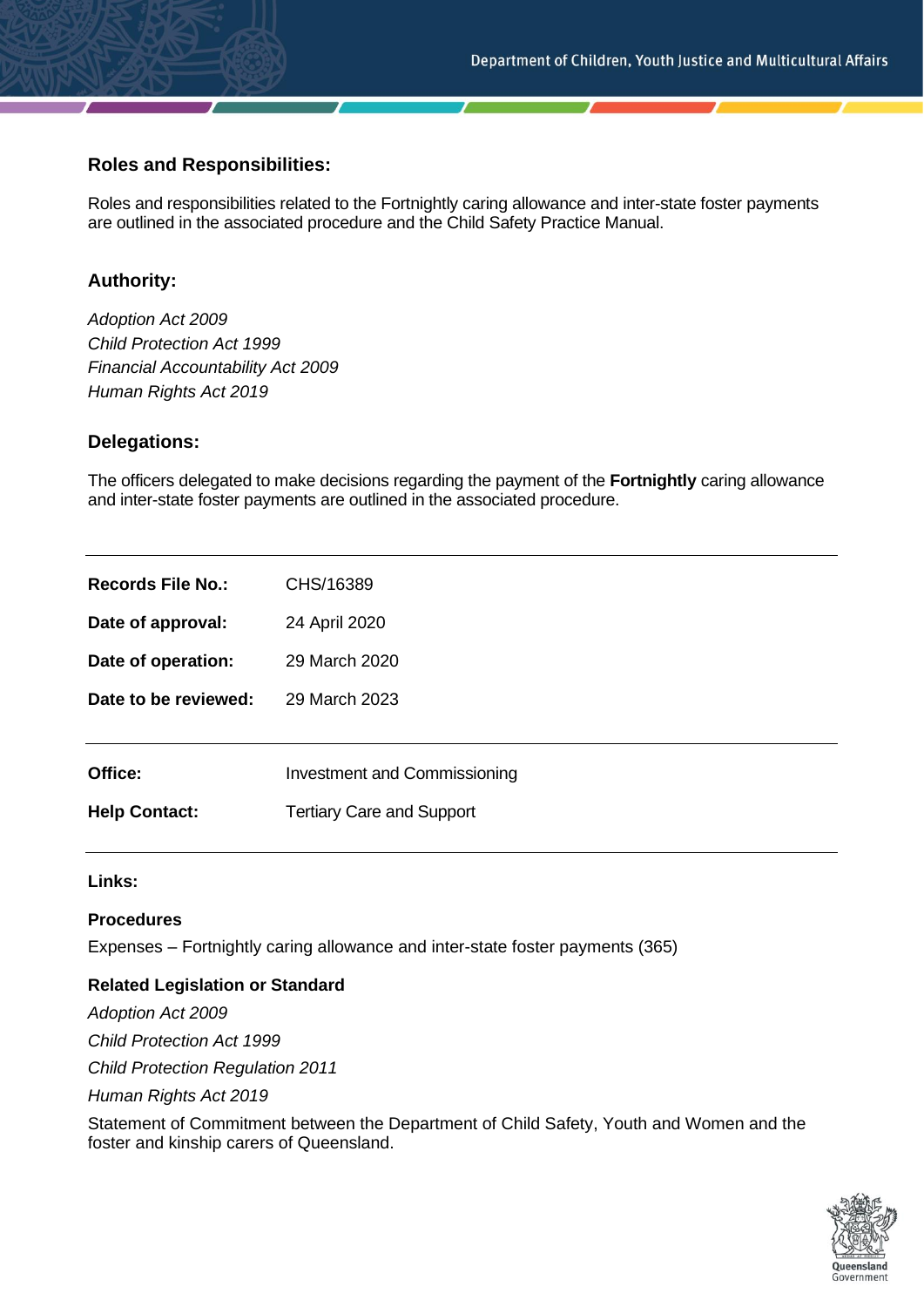## Roles and Responsibilities:

Roles and responsibilities related to the Fortnightly caring allowance and inter-state foster payments are outlined in the associated procedure and the Child Safety Practice Manual.

## Authority:

*Adoption Act 2009*
*Child Protection Act 1999*
*Financial Accountability Act 2009*
*Human Rights Act 2019*

## Delegations:

The officers delegated to make decisions regarding the payment of the **Fortnightly** caring allowance and inter-state foster payments are outlined in the associated procedure.

---

| | |
|---|---|
| **Records File No.:** | CHS/16389 |
| **Date of approval:** | 24 April 2020 |
| **Date of operation:** | 29 March 2020 |
| **Date to be reviewed:** | 29 March 2023 |

---

| | |
|---|---|
| **Office:** | Investment and Commissioning |
| **Help Contact:** | Tertiary Care and Support |

---

**Links:**

**Procedures**

Expenses – Fortnightly caring allowance and inter-state foster payments (365)

**Related Legislation or Standard**

*Adoption Act 2009*

*Child Protection Act 1999*

*Child Protection Regulation 2011*

*Human Rights Act 2019*

Statement of Commitment between the Department of Child Safety, Youth and Women and the foster and kinship carers of Queensland.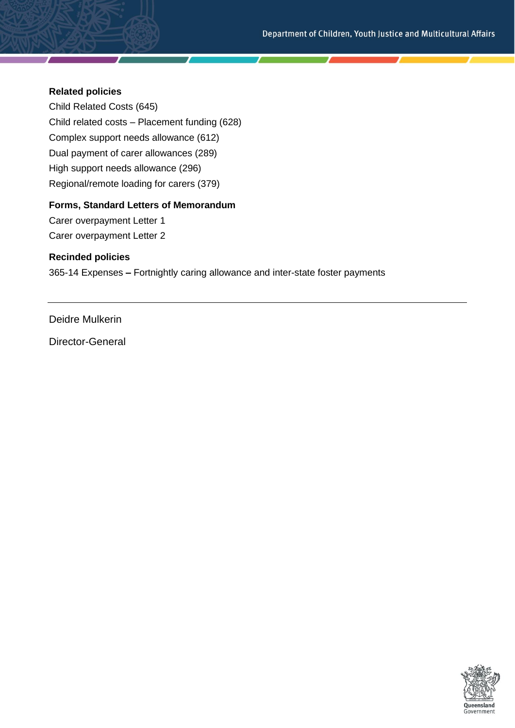**Related policies**

Child Related Costs (645)

Child related costs – Placement funding (628)

Complex support needs allowance (612)

Dual payment of carer allowances (289)

High support needs allowance (296)

Regional/remote loading for carers (379)

**Forms, Standard Letters of Memorandum**

Carer overpayment Letter 1

Carer overpayment Letter 2

**Recinded policies**

365-14 Expenses **–** Fortnightly caring allowance and inter-state foster payments

---

Deidre Mulkerin

Director-General